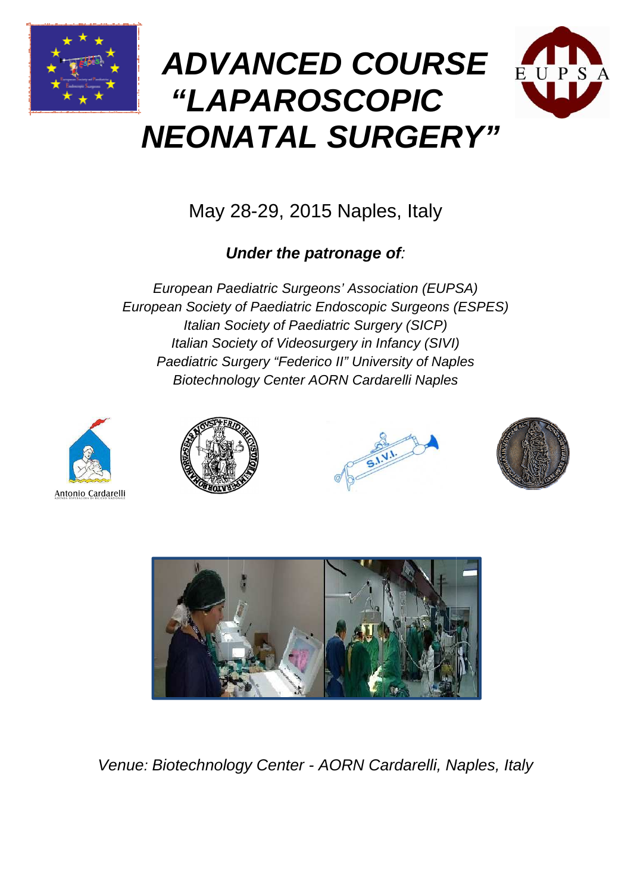# *ADVANCED COURSE "LAPAROSCOPIC NEONATAL SURGERY"*

May 28-29, 2015 Naples, Italy

***Under the patronage of:***

*European Paediatric Surgeons' Association (EUPSA)*
*European Society of Paediatric Endoscopic Surgeons (ESPES)*
*Italian Society of Paediatric Surgery (SICP)*
*Italian Society of Videosurgery in Infancy (SIVI)*
*Paediatric Surgery "Federico II" University of Naples*
*Biotechnology Center AORN Cardarelli Naples*

*Venue: Biotechnology Center - AORN Cardarelli, Naples, Italy*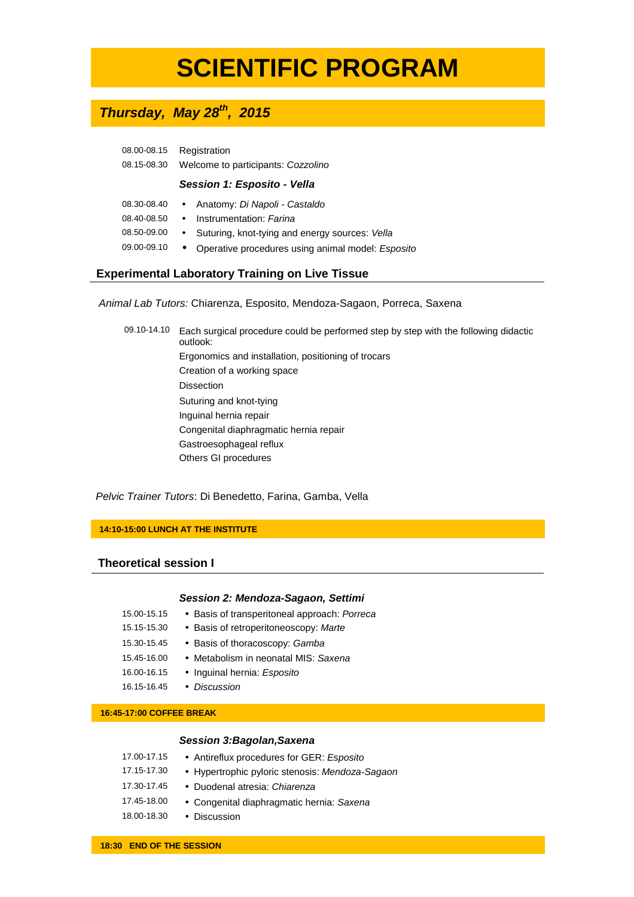# SCIENTIFIC PROGRAM

## *Thursday, May 28th, 2015*

08.00-08.15 Registration

08.15-08.30 Welcome to participants: *Cozzolino*

***Session 1: Esposito - Vella***

- 08.30-08.40 • Anatomy: *Di Napoli - Castaldo*
- 08.40-08.50 • Instrumentation: *Farina*
- 08.50-09.00 • Suturing, knot-tying and energy sources: *Vella*
- 09.00-09.10 • Operative procedures using animal model: *Esposito*

### Experimental Laboratory Training on Live Tissue

*Animal Lab Tutors:* Chiarenza, Esposito, Mendoza-Sagaon, Porreca, Saxena

09.10-14.10 Each surgical procedure could be performed step by step with the following didactic outlook:

Ergonomics and installation, positioning of trocars
Creation of a working space
Dissection
Suturing and knot-tying
Inguinal hernia repair
Congenital diaphragmatic hernia repair
Gastroesophageal reflux
Others GI procedures

*Pelvic Trainer Tutors*: Di Benedetto, Farina, Gamba, Vella

**14:10-15:00 LUNCH AT THE INSTITUTE**

### Theoretical session I

***Session 2: Mendoza-Sagaon, Settimi***

- 15.00-15.15 • Basis of transperitoneal approach: *Porreca*
- 15.15-15.30 • Basis of retroperitoneoscopy: *Marte*
- 15.30-15.45 • Basis of thoracoscopy: *Gamba*
- 15.45-16.00 • Metabolism in neonatal MIS: *Saxena*
- 16.00-16.15 • Inguinal hernia: *Esposito*
- 16.15-16.45 • *Discussion*

**16:45-17:00 COFFEE BREAK**

***Session 3:Bagolan,Saxena***

- 17.00-17.15 • Antireflux procedures for GER: *Esposito*
- 17.15-17.30 • Hypertrophic pyloric stenosis: *Mendoza-Sagaon*
- 17.30-17.45 • Duodenal atresia: *Chiarenza*
- 17.45-18.00 • Congenital diaphragmatic hernia: *Saxena*
- 18.00-18.30 • Discussion

**18:30 END OF THE SESSION**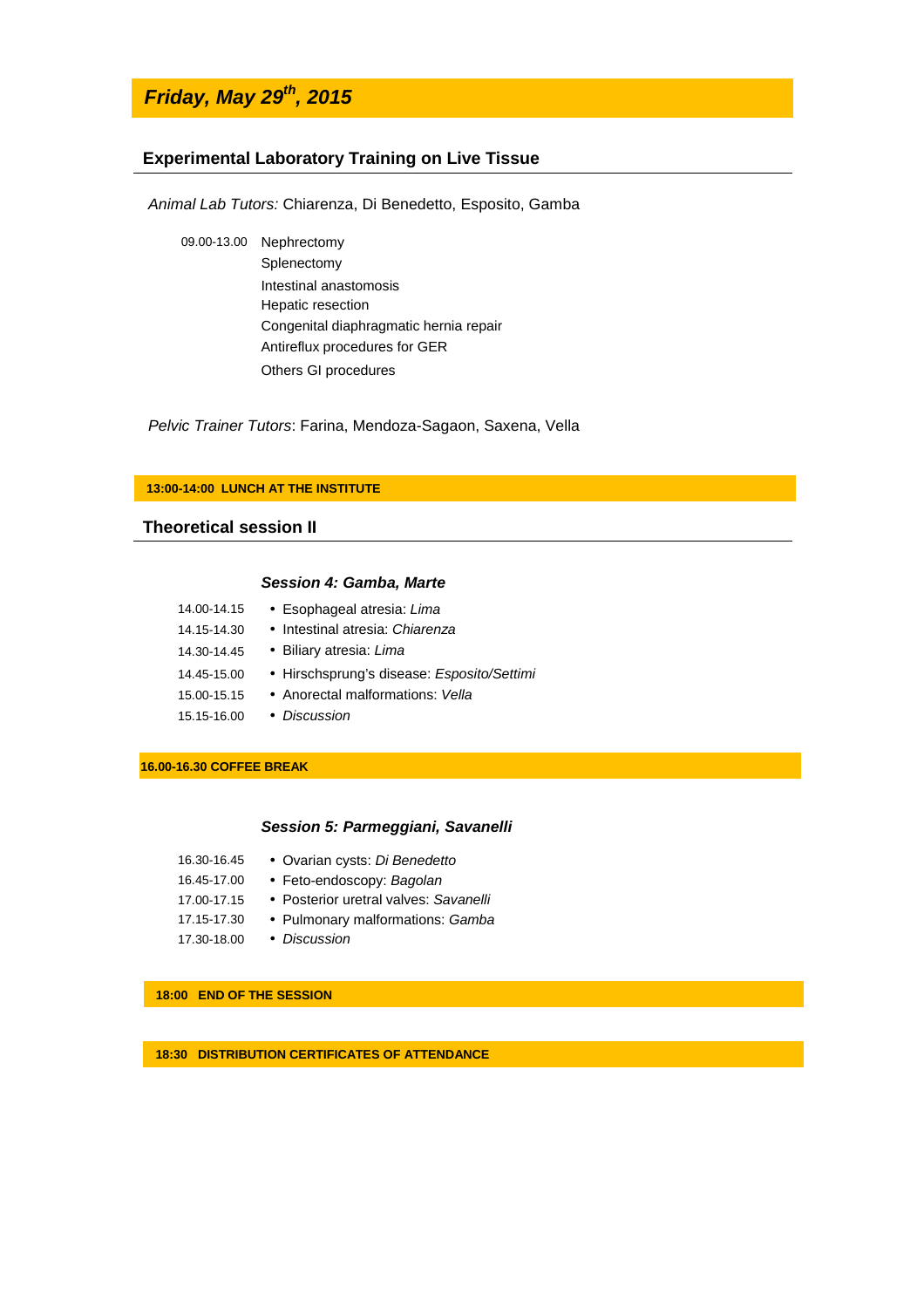## *Friday, May 29th, 2015*

### Experimental Laboratory Training on Live Tissue

*Animal Lab Tutors:* Chiarenza, Di Benedetto, Esposito, Gamba

09.00-13.00 Nephrectomy
Splenectomy
Intestinal anastomosis
Hepatic resection
Congenital diaphragmatic hernia repair
Antireflux procedures for GER
Others GI procedures

*Pelvic Trainer Tutors*: Farina, Mendoza-Sagaon, Saxena, Vella

**13:00-14:00 LUNCH AT THE INSTITUTE**

### Theoretical session II

***Session 4: Gamba, Marte***

| | |
|---|---|
| 14.00-14.15 | • Esophageal atresia: *Lima* |
| 14.15-14.30 | • Intestinal atresia: *Chiarenza* |
| 14.30-14.45 | • Biliary atresia: *Lima* |
| 14.45-15.00 | • Hirschsprung's disease: *Esposito/Settimi* |
| 15.00-15.15 | • Anorectal malformations: *Vella* |
| 15.15-16.00 | • *Discussion* |

**16.00-16.30 COFFEE BREAK**

***Session 5: Parmeggiani, Savanelli***

| | |
|---|---|
| 16.30-16.45 | • Ovarian cysts: *Di Benedetto* |
| 16.45-17.00 | • Feto-endoscopy: *Bagolan* |
| 17.00-17.15 | • Posterior uretral valves: *Savanelli* |
| 17.15-17.30 | • Pulmonary malformations: *Gamba* |
| 17.30-18.00 | • *Discussion* |

**18:00 END OF THE SESSION**

**18:30 DISTRIBUTION CERTIFICATES OF ATTENDANCE**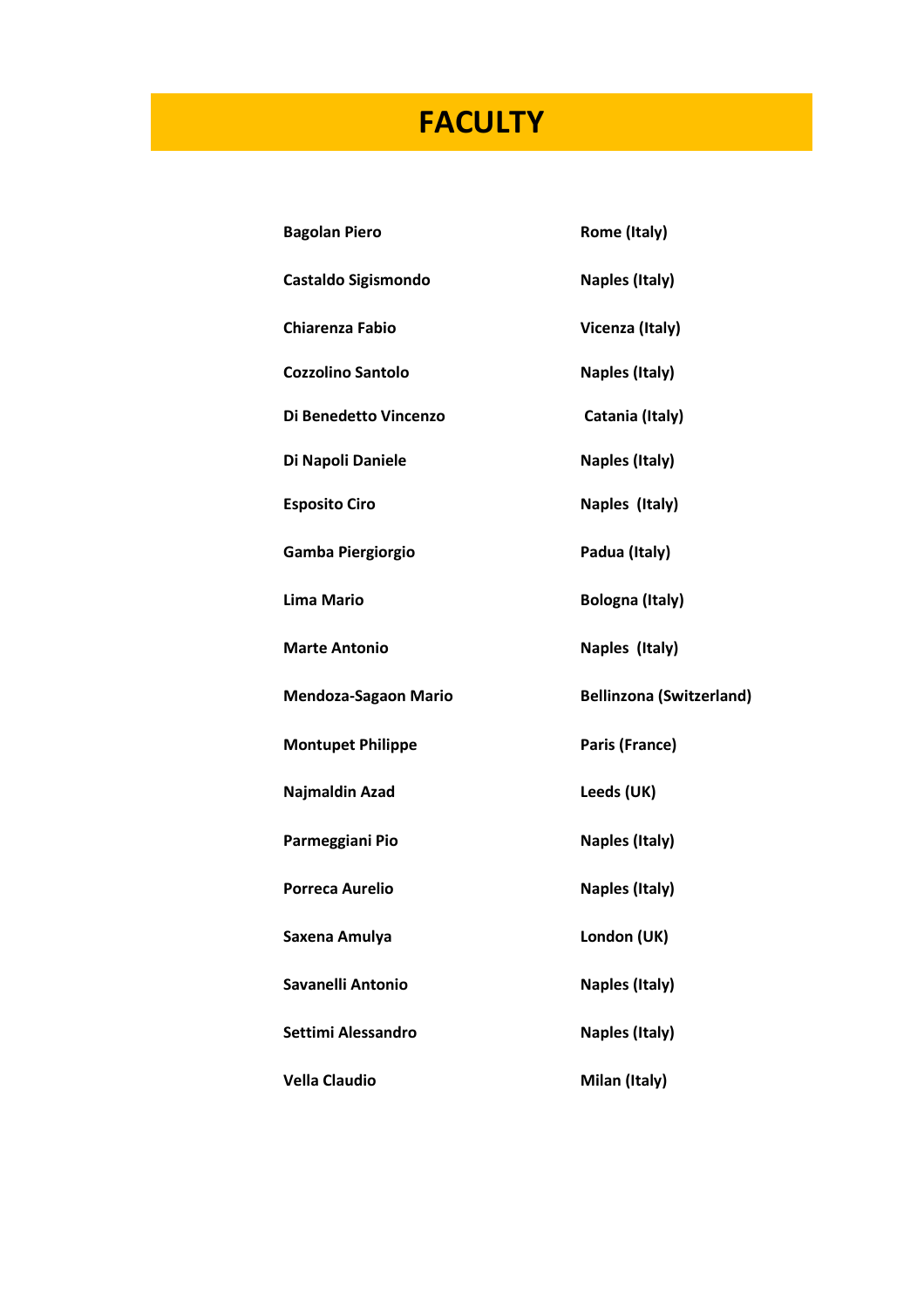# FACULTY

| | |
|---|---|
| **Bagolan Piero** | **Rome (Italy)** |
| **Castaldo Sigismondo** | **Naples (Italy)** |
| **Chiarenza Fabio** | **Vicenza (Italy)** |
| **Cozzolino Santolo** | **Naples (Italy)** |
| **Di Benedetto Vincenzo** | **Catania (Italy)** |
| **Di Napoli Daniele** | **Naples (Italy)** |
| **Esposito Ciro** | **Naples (Italy)** |
| **Gamba Piergiorgio** | **Padua (Italy)** |
| **Lima Mario** | **Bologna (Italy)** |
| **Marte Antonio** | **Naples (Italy)** |
| **Mendoza-Sagaon Mario** | **Bellinzona (Switzerland)** |
| **Montupet Philippe** | **Paris (France)** |
| **Najmaldin Azad** | **Leeds (UK)** |
| **Parmeggiani Pio** | **Naples (Italy)** |
| **Porreca Aurelio** | **Naples (Italy)** |
| **Saxena Amulya** | **London (UK)** |
| **Savanelli Antonio** | **Naples (Italy)** |
| **Settimi Alessandro** | **Naples (Italy)** |
| **Vella Claudio** | **Milan (Italy)** |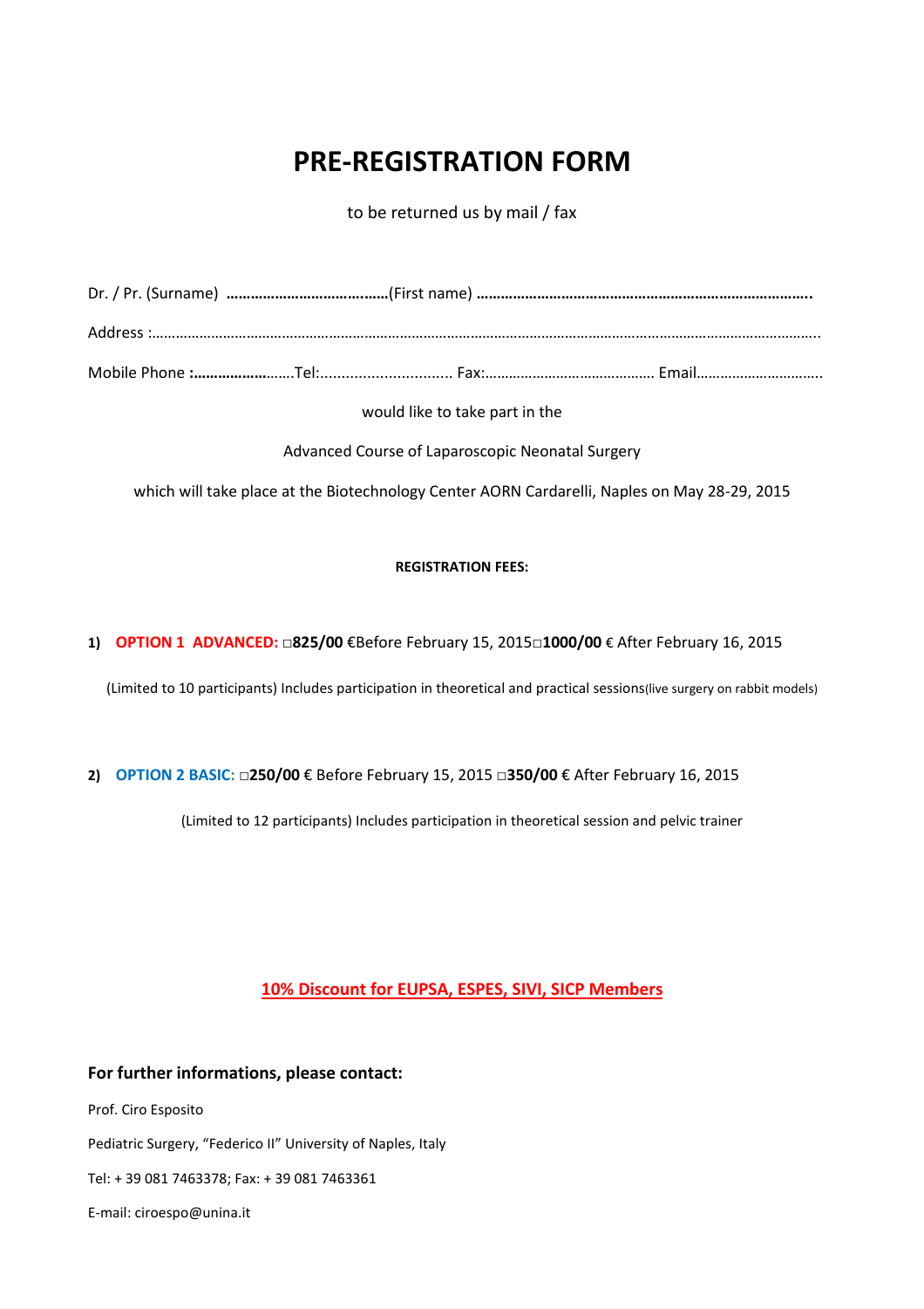# PRE-REGISTRATION FORM

to be returned us by mail / fax

Dr. / Pr. (Surname) **…………………………………**(First name) **……………………………………………………………………….**

Address :…………………………………………………………………………………………………………………………………………………..

Mobile Phone **:…………………**…….Tel:.............................. Fax:……………………………………. Email…………………………..

would like to take part in the

Advanced Course of Laparoscopic Neonatal Surgery

which will take place at the Biotechnology Center AORN Cardarelli, Naples on May 28-29, 2015

**REGISTRATION FEES:**

1) **OPTION 1 ADVANCED:** □**825/00** €Before February 15, 2015□**1000/00** € After February 16, 2015

   (Limited to 10 participants) Includes participation in theoretical and practical sessions(live surgery on rabbit models)

2) **OPTION 2 BASIC:** □**250/00** € Before February 15, 2015 □**350/00** € After February 16, 2015

   (Limited to 12 participants) Includes participation in theoretical session and pelvic trainer

**10% Discount for EUPSA, ESPES, SIVI, SICP Members**

### For further informations, please contact:

Prof. Ciro Esposito

Pediatric Surgery, "Federico II" University of Naples, Italy

Tel: + 39 081 7463378; Fax: + 39 081 7463361

E-mail: ciroespo@unina.it